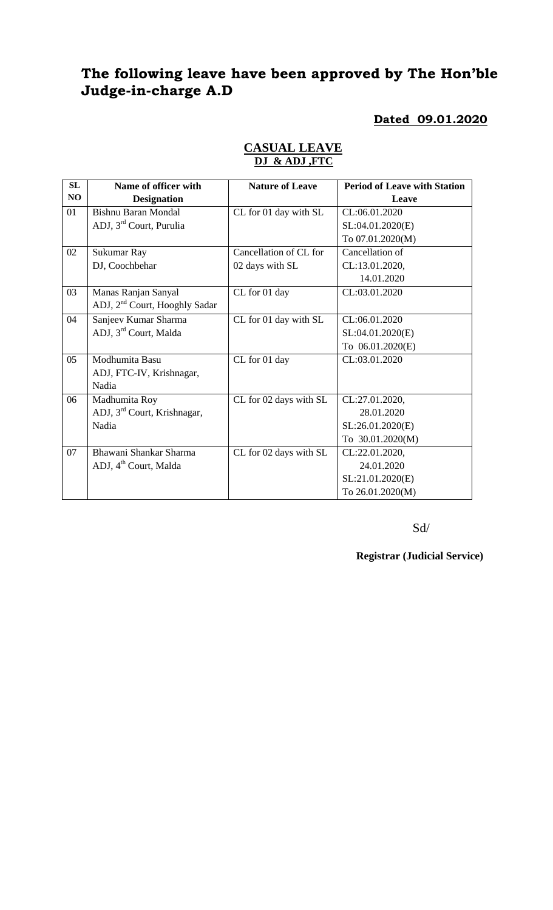# The following leave have been approved by The Hon'ble Judge-in-charge A.D

**Dated 09.01.2020**

**CASUAL LEAVE**

**DJ & ADJ ,FTC**

| SL NO | Name of officer with Designation | Nature of Leave | Period of Leave with Station Leave |
|---|---|---|---|
| 01 | Bishnu Baran Mondal<br>ADJ, 3rd Court, Purulia | CL for 01 day with SL | CL:06.01.2020<br>SL:04.01.2020(E)<br>To 07.01.2020(M) |
| 02 | Sukumar Ray<br>DJ, Coochbehar | Cancellation of CL for 02 days with SL | Cancellation of CL:13.01.2020, 14.01.2020 |
| 03 | Manas Ranjan Sanyal<br>ADJ, 2nd Court, Hooghly Sadar | CL for 01 day | CL:03.01.2020 |
| 04 | Sanjeev Kumar Sharma<br>ADJ, 3rd Court, Malda | CL for 01 day with SL | CL:06.01.2020<br>SL:04.01.2020(E)<br>To 06.01.2020(E) |
| 05 | Modhumita Basu<br>ADJ, FTC-IV, Krishnagar, Nadia | CL for 01 day | CL:03.01.2020 |
| 06 | Madhumita Roy<br>ADJ, 3rd Court, Krishnagar, Nadia | CL for 02 days with SL | CL:27.01.2020, 28.01.2020<br>SL:26.01.2020(E)<br>To 30.01.2020(M) |
| 07 | Bhawani Shankar Sharma<br>ADJ, 4th Court, Malda | CL for 02 days with SL | CL:22.01.2020, 24.01.2020<br>SL:21.01.2020(E)<br>To 26.01.2020(M) |

Sd/

**Registrar (Judicial Service)**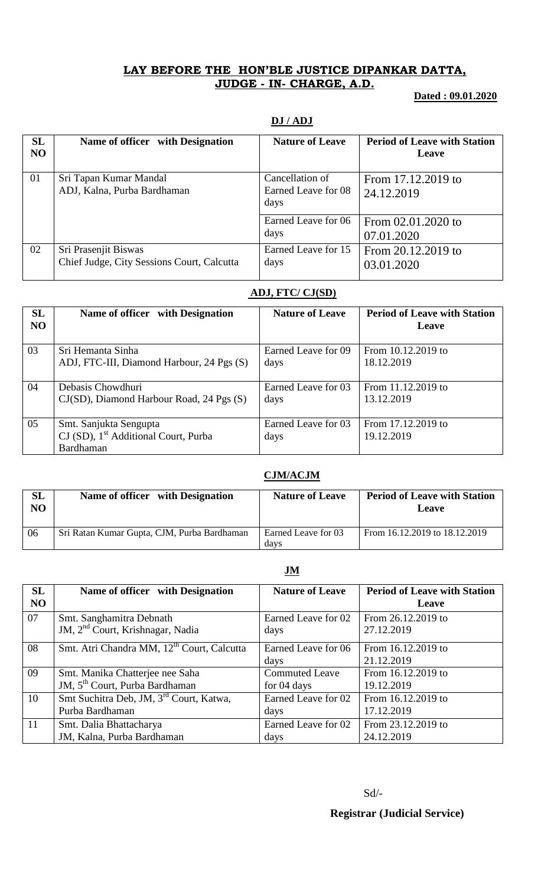**LAY BEFORE THE HON'BLE JUSTICE DIPANKAR DATTA, JUDGE - IN- CHARGE, A.D.**

**Dated : 09.01.2020**

**DJ / ADJ**

| SL NO | Name of officer with Designation | Nature of Leave | Period of Leave with Station Leave |
|---|---|---|---|
| 01 | Sri Tapan Kumar Mandal<br>ADJ, Kalna, Purba Bardhaman | Cancellation of Earned Leave for 08 days | From 17.12.2019 to 24.12.2019 |
| | | Earned Leave for 06 days | From 02.01.2020 to 07.01.2020 |
| 02 | Sri Prasenjit Biswas<br>Chief Judge, City Sessions Court, Calcutta | Earned Leave for 15 days | From 20.12.2019 to 03.01.2020 |

**ADJ, FTC/ CJ(SD)**

| SL NO | Name of officer with Designation | Nature of Leave | Period of Leave with Station Leave |
|---|---|---|---|
| 03 | Sri Hemanta Sinha<br>ADJ, FTC-III, Diamond Harbour, 24 Pgs (S) | Earned Leave for 09 days | From 10.12.2019 to 18.12.2019 |
| 04 | Debasis Chowdhuri<br>CJ(SD), Diamond Harbour Road, 24 Pgs (S) | Earned Leave for 03 days | From 11.12.2019 to 13.12.2019 |
| 05 | Smt. Sanjukta Sengupta<br>CJ (SD), 1st Additional Court, Purba Bardhaman | Earned Leave for 03 days | From 17.12.2019 to 19.12.2019 |

**CJM/ACJM**

| SL NO | Name of officer with Designation | Nature of Leave | Period of Leave with Station Leave |
|---|---|---|---|
| 06 | Sri Ratan Kumar Gupta, CJM, Purba Bardhaman | Earned Leave for 03 days | From 16.12.2019 to 18.12.2019 |

**JM**

| SL NO | Name of officer with Designation | Nature of Leave | Period of Leave with Station Leave |
|---|---|---|---|
| 07 | Smt. Sanghamitra Debnath<br>JM, 2nd Court, Krishnagar, Nadia | Earned Leave for 02 days | From 26.12.2019 to 27.12.2019 |
| 08 | Smt. Atri Chandra MM, 12th Court, Calcutta | Earned Leave for 06 days | From 16.12.2019 to 21.12.2019 |
| 09 | Smt. Manika Chatterjee nee Saha<br>JM, 5th Court, Purba Bardhaman | Commuted Leave for 04 days | From 16.12.2019 to 19.12.2019 |
| 10 | Smt Suchitra Deb, JM, 3rd Court, Katwa, Purba Bardhaman | Earned Leave for 02 days | From 16.12.2019 to 17.12.2019 |
| 11 | Smt. Dalia Bhattacharya<br>JM, Kalna, Purba Bardhaman | Earned Leave for 02 days | From 23.12.2019 to 24.12.2019 |

Sd/-

**Registrar (Judicial Service)**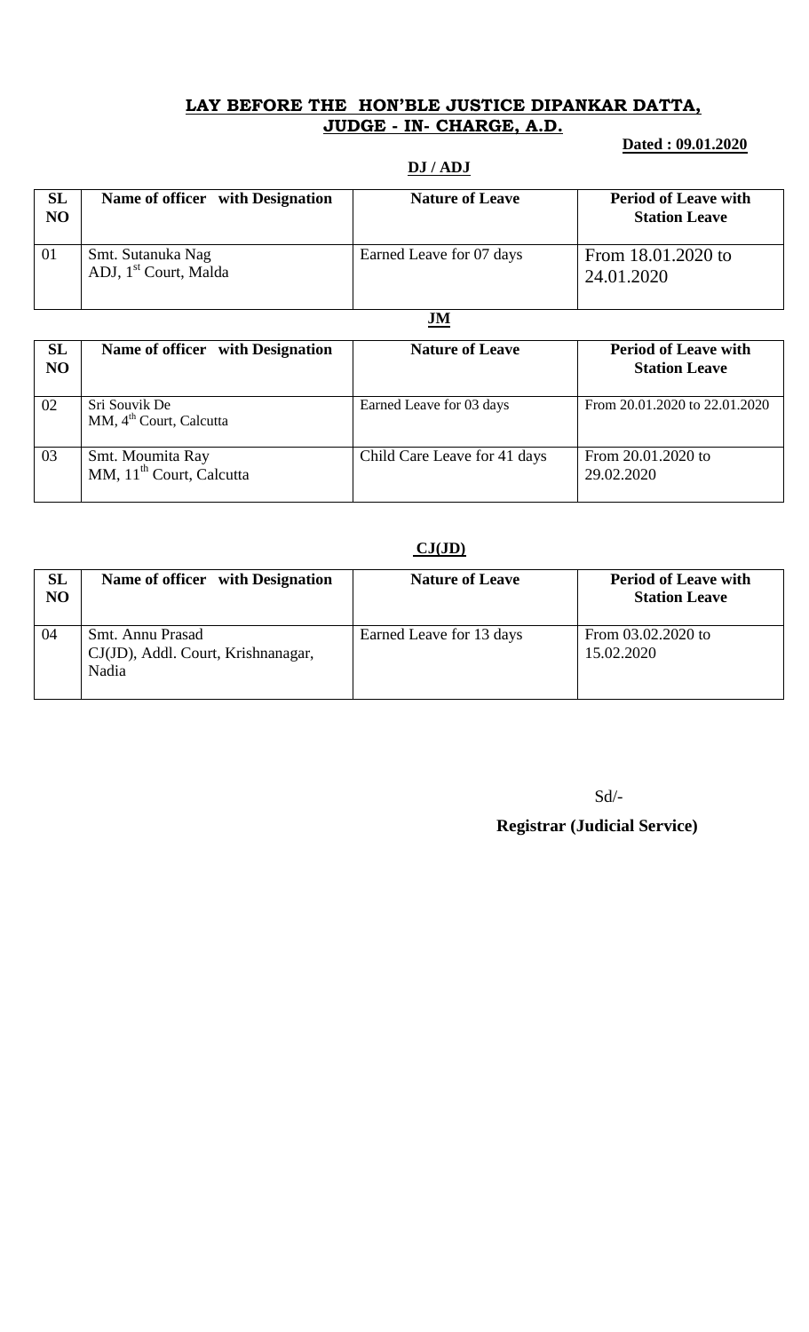**LAY BEFORE THE HON'BLE JUSTICE DIPANKAR DATTA, JUDGE - IN- CHARGE, A.D.**

**Dated : 09.01.2020**

**DJ / ADJ**

| SL NO | Name of officer with Designation | Nature of Leave | Period of Leave with Station Leave |
|---|---|---|---|
| 01 | Smt. Sutanuka Nag ADJ, 1st Court, Malda | Earned Leave for 07 days | From 18.01.2020 to 24.01.2020 |

**JM**

| SL NO | Name of officer with Designation | Nature of Leave | Period of Leave with Station Leave |
|---|---|---|---|
| 02 | Sri Souvik De MM, 4th Court, Calcutta | Earned Leave for 03 days | From 20.01.2020 to 22.01.2020 |
| 03 | Smt. Moumita Ray MM, 11th Court, Calcutta | Child Care Leave for 41 days | From 20.01.2020 to 29.02.2020 |

**CJ(JD)**

| SL NO | Name of officer with Designation | Nature of Leave | Period of Leave with Station Leave |
|---|---|---|---|
| 04 | Smt. Annu Prasad CJ(JD), Addl. Court, Krishnanagar, Nadia | Earned Leave for 13 days | From 03.02.2020 to 15.02.2020 |

Sd/-

**Registrar (Judicial Service)**